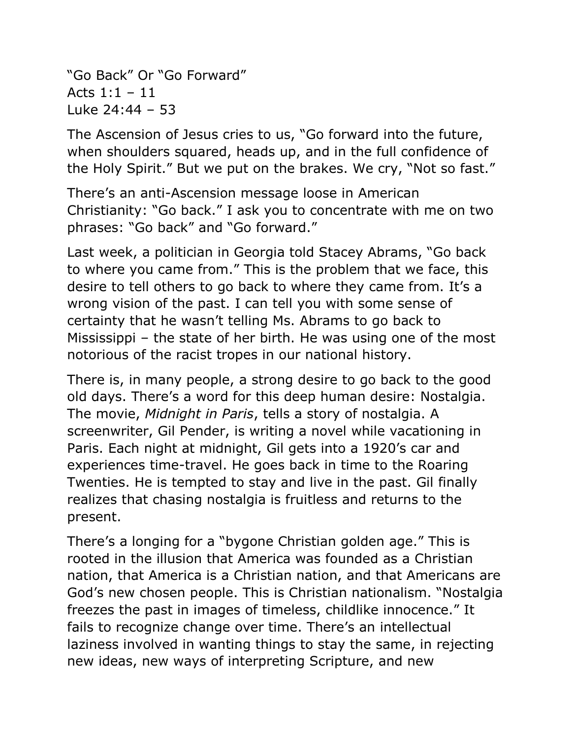“Go Back” Or “Go Forward”
Acts 1:1 – 11
Luke 24:44 – 53

The Ascension of Jesus cries to us, “Go forward into the future, when shoulders squared, heads up, and in the full confidence of the Holy Spirit.” But we put on the brakes. We cry, “Not so fast.”

There’s an anti-Ascension message loose in American Christianity: “Go back.” I ask you to concentrate with me on two phrases: “Go back” and “Go forward.”

Last week, a politician in Georgia told Stacey Abrams, “Go back to where you came from.” This is the problem that we face, this desire to tell others to go back to where they came from. It’s a wrong vision of the past. I can tell you with some sense of certainty that he wasn’t telling Ms. Abrams to go back to Mississippi – the state of her birth. He was using one of the most notorious of the racist tropes in our national history.

There is, in many people, a strong desire to go back to the good old days. There’s a word for this deep human desire: Nostalgia. The movie, *Midnight in Paris*, tells a story of nostalgia. A screenwriter, Gil Pender, is writing a novel while vacationing in Paris. Each night at midnight, Gil gets into a 1920’s car and experiences time-travel. He goes back in time to the Roaring Twenties. He is tempted to stay and live in the past. Gil finally realizes that chasing nostalgia is fruitless and returns to the present.

There’s a longing for a “bygone Christian golden age.” This is rooted in the illusion that America was founded as a Christian nation, that America is a Christian nation, and that Americans are God’s new chosen people. This is Christian nationalism. “Nostalgia freezes the past in images of timeless, childlike innocence.” It fails to recognize change over time. There’s an intellectual laziness involved in wanting things to stay the same, in rejecting new ideas, new ways of interpreting Scripture, and new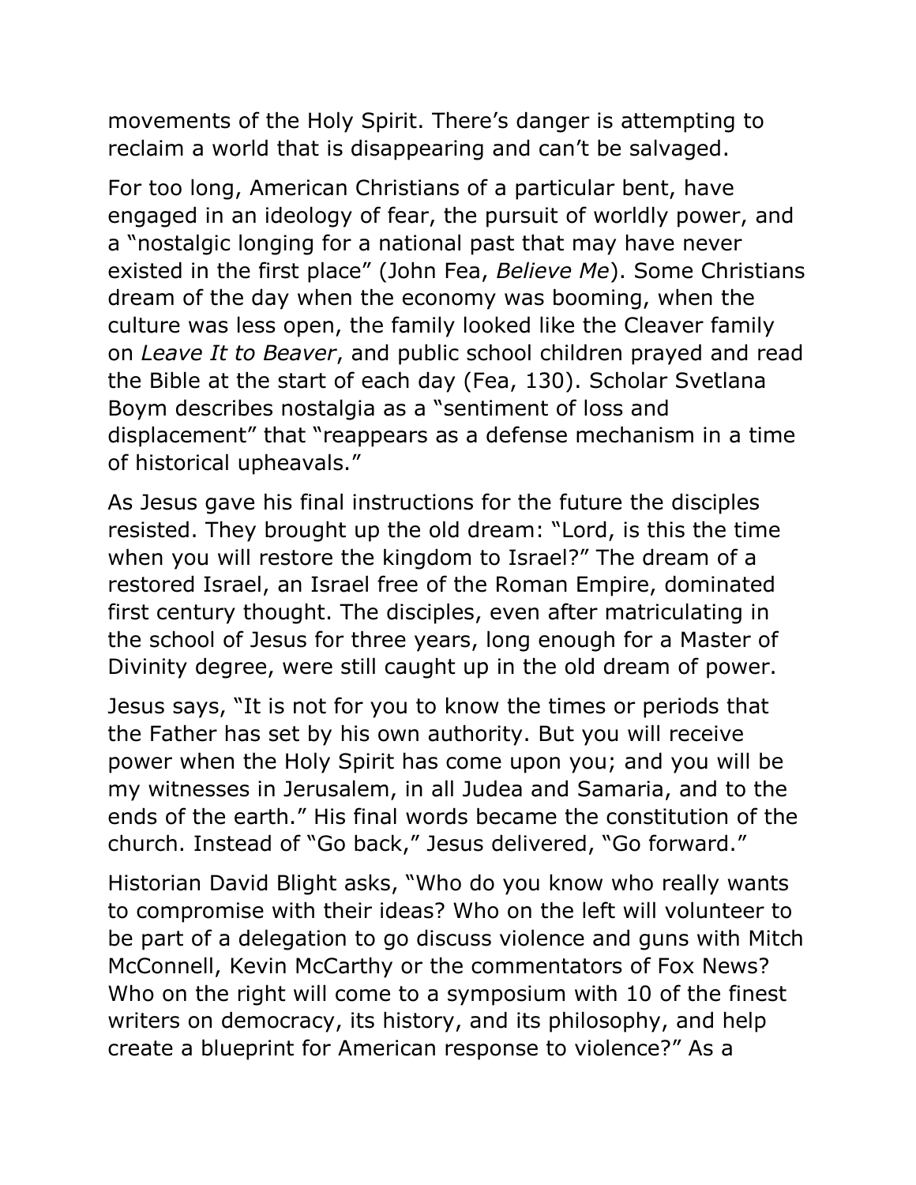movements of the Holy Spirit. There's danger is attempting to reclaim a world that is disappearing and can't be salvaged.

For too long, American Christians of a particular bent, have engaged in an ideology of fear, the pursuit of worldly power, and a "nostalgic longing for a national past that may have never existed in the first place" (John Fea, *Believe Me*). Some Christians dream of the day when the economy was booming, when the culture was less open, the family looked like the Cleaver family on *Leave It to Beaver*, and public school children prayed and read the Bible at the start of each day (Fea, 130). Scholar Svetlana Boym describes nostalgia as a "sentiment of loss and displacement" that "reappears as a defense mechanism in a time of historical upheavals."

As Jesus gave his final instructions for the future the disciples resisted. They brought up the old dream: "Lord, is this the time when you will restore the kingdom to Israel?" The dream of a restored Israel, an Israel free of the Roman Empire, dominated first century thought. The disciples, even after matriculating in the school of Jesus for three years, long enough for a Master of Divinity degree, were still caught up in the old dream of power.

Jesus says, "It is not for you to know the times or periods that the Father has set by his own authority. But you will receive power when the Holy Spirit has come upon you; and you will be my witnesses in Jerusalem, in all Judea and Samaria, and to the ends of the earth." His final words became the constitution of the church. Instead of "Go back," Jesus delivered, "Go forward."

Historian David Blight asks, "Who do you know who really wants to compromise with their ideas? Who on the left will volunteer to be part of a delegation to go discuss violence and guns with Mitch McConnell, Kevin McCarthy or the commentators of Fox News? Who on the right will come to a symposium with 10 of the finest writers on democracy, its history, and its philosophy, and help create a blueprint for American response to violence?" As a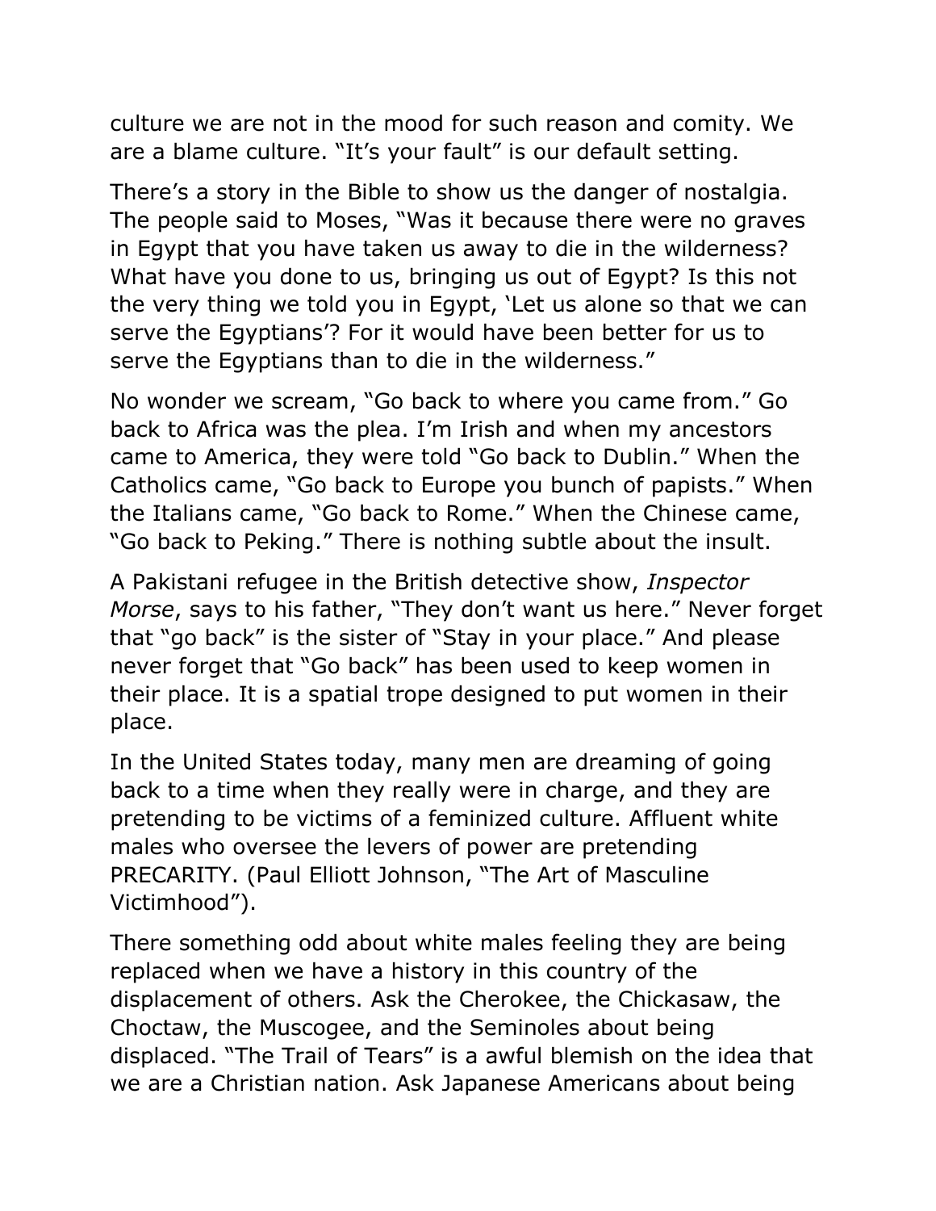culture we are not in the mood for such reason and comity. We are a blame culture. "It's your fault" is our default setting.

There's a story in the Bible to show us the danger of nostalgia. The people said to Moses, "Was it because there were no graves in Egypt that you have taken us away to die in the wilderness? What have you done to us, bringing us out of Egypt? Is this not the very thing we told you in Egypt, 'Let us alone so that we can serve the Egyptians'? For it would have been better for us to serve the Egyptians than to die in the wilderness."

No wonder we scream, "Go back to where you came from." Go back to Africa was the plea. I'm Irish and when my ancestors came to America, they were told "Go back to Dublin." When the Catholics came, "Go back to Europe you bunch of papists." When the Italians came, "Go back to Rome." When the Chinese came, "Go back to Peking." There is nothing subtle about the insult.

A Pakistani refugee in the British detective show, *Inspector Morse*, says to his father, "They don't want us here." Never forget that "go back" is the sister of "Stay in your place." And please never forget that "Go back" has been used to keep women in their place. It is a spatial trope designed to put women in their place.

In the United States today, many men are dreaming of going back to a time when they really were in charge, and they are pretending to be victims of a feminized culture. Affluent white males who oversee the levers of power are pretending PRECARITY. (Paul Elliott Johnson, "The Art of Masculine Victimhood").

There something odd about white males feeling they are being replaced when we have a history in this country of the displacement of others. Ask the Cherokee, the Chickasaw, the Choctaw, the Muscogee, and the Seminoles about being displaced. "The Trail of Tears" is a awful blemish on the idea that we are a Christian nation. Ask Japanese Americans about being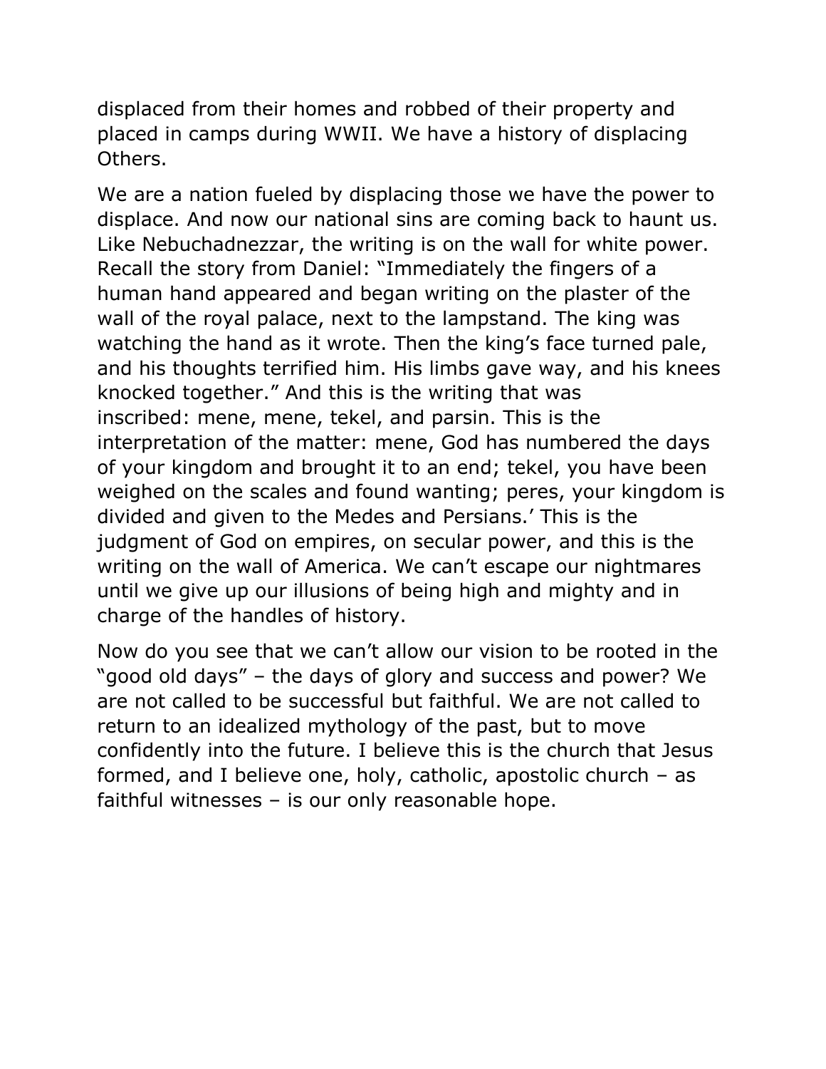displaced from their homes and robbed of their property and placed in camps during WWII. We have a history of displacing Others.

We are a nation fueled by displacing those we have the power to displace. And now our national sins are coming back to haunt us. Like Nebuchadnezzar, the writing is on the wall for white power. Recall the story from Daniel: "Immediately the fingers of a human hand appeared and began writing on the plaster of the wall of the royal palace, next to the lampstand. The king was watching the hand as it wrote. Then the king's face turned pale, and his thoughts terrified him. His limbs gave way, and his knees knocked together." And this is the writing that was inscribed: mene, mene, tekel, and parsin. This is the interpretation of the matter: mene, God has numbered the days of your kingdom and brought it to an end; tekel, you have been weighed on the scales and found wanting; peres, your kingdom is divided and given to the Medes and Persians.' This is the judgment of God on empires, on secular power, and this is the writing on the wall of America. We can't escape our nightmares until we give up our illusions of being high and mighty and in charge of the handles of history.

Now do you see that we can't allow our vision to be rooted in the "good old days" – the days of glory and success and power? We are not called to be successful but faithful. We are not called to return to an idealized mythology of the past, but to move confidently into the future. I believe this is the church that Jesus formed, and I believe one, holy, catholic, apostolic church – as faithful witnesses – is our only reasonable hope.